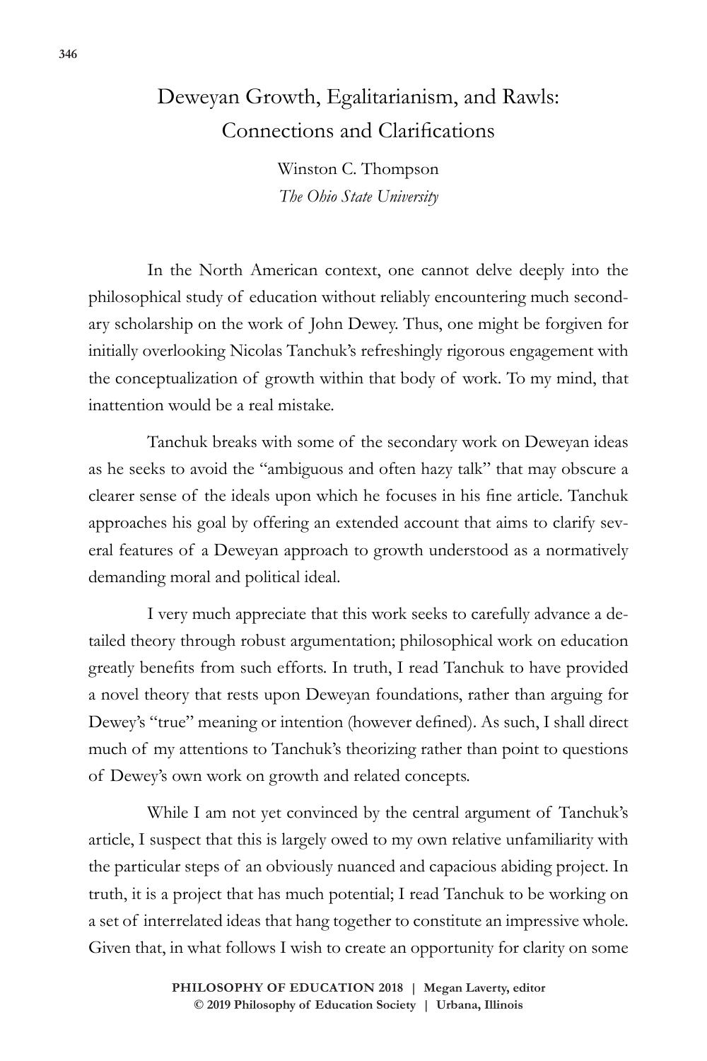# Deweyan Growth, Egalitarianism, and Rawls: Connections and Clarifications

Winston C. Thompson
*The Ohio State University*

In the North American context, one cannot delve deeply into the philosophical study of education without reliably encountering much secondary scholarship on the work of John Dewey. Thus, one might be forgiven for initially overlooking Nicolas Tanchuk's refreshingly rigorous engagement with the conceptualization of growth within that body of work. To my mind, that inattention would be a real mistake.

Tanchuk breaks with some of the secondary work on Deweyan ideas as he seeks to avoid the "ambiguous and often hazy talk" that may obscure a clearer sense of the ideals upon which he focuses in his fine article. Tanchuk approaches his goal by offering an extended account that aims to clarify several features of a Deweyan approach to growth understood as a normatively demanding moral and political ideal.

I very much appreciate that this work seeks to carefully advance a detailed theory through robust argumentation; philosophical work on education greatly benefits from such efforts. In truth, I read Tanchuk to have provided a novel theory that rests upon Deweyan foundations, rather than arguing for Dewey's "true" meaning or intention (however defined). As such, I shall direct much of my attentions to Tanchuk's theorizing rather than point to questions of Dewey's own work on growth and related concepts.

While I am not yet convinced by the central argument of Tanchuk's article, I suspect that this is largely owed to my own relative unfamiliarity with the particular steps of an obviously nuanced and capacious abiding project. In truth, it is a project that has much potential; I read Tanchuk to be working on a set of interrelated ideas that hang together to constitute an impressive whole. Given that, in what follows I wish to create an opportunity for clarity on some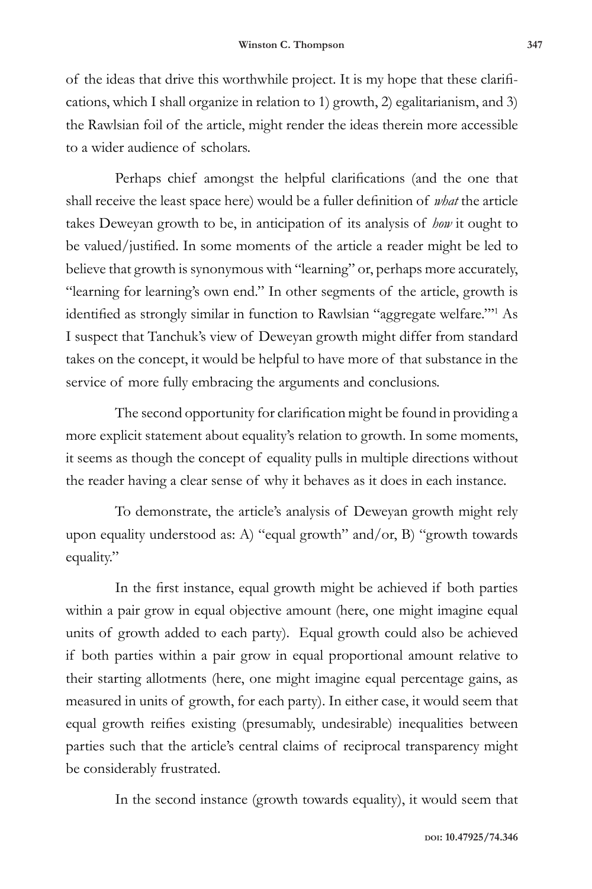of the ideas that drive this worthwhile project. It is my hope that these clarifications, which I shall organize in relation to 1) growth, 2) egalitarianism, and 3) the Rawlsian foil of the article, might render the ideas therein more accessible to a wider audience of scholars.

Perhaps chief amongst the helpful clarifications (and the one that shall receive the least space here) would be a fuller definition of *what* the article takes Deweyan growth to be, in anticipation of its analysis of *how* it ought to be valued/justified. In some moments of the article a reader might be led to believe that growth is synonymous with "learning" or, perhaps more accurately, "learning for learning's own end." In other segments of the article, growth is identified as strongly similar in function to Rawlsian "aggregate welfare."[1] As I suspect that Tanchuk's view of Deweyan growth might differ from standard takes on the concept, it would be helpful to have more of that substance in the service of more fully embracing the arguments and conclusions.

The second opportunity for clarification might be found in providing a more explicit statement about equality's relation to growth. In some moments, it seems as though the concept of equality pulls in multiple directions without the reader having a clear sense of why it behaves as it does in each instance.

To demonstrate, the article's analysis of Deweyan growth might rely upon equality understood as: A) "equal growth" and/or, B) "growth towards equality."

In the first instance, equal growth might be achieved if both parties within a pair grow in equal objective amount (here, one might imagine equal units of growth added to each party). Equal growth could also be achieved if both parties within a pair grow in equal proportional amount relative to their starting allotments (here, one might imagine equal percentage gains, as measured in units of growth, for each party). In either case, it would seem that equal growth reifies existing (presumably, undesirable) inequalities between parties such that the article's central claims of reciprocal transparency might be considerably frustrated.

In the second instance (growth towards equality), it would seem that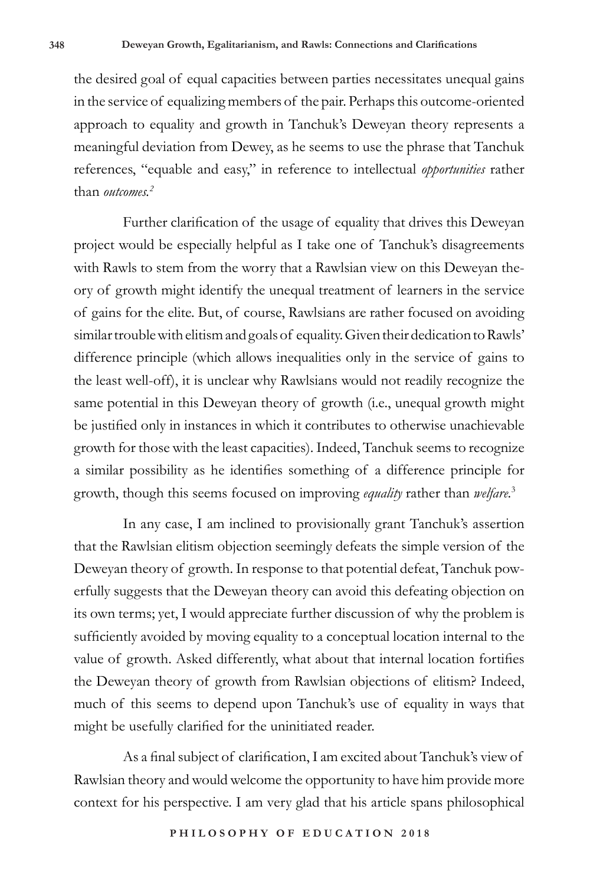the desired goal of equal capacities between parties necessitates unequal gains in the service of equalizing members of the pair. Perhaps this outcome-oriented approach to equality and growth in Tanchuk's Deweyan theory represents a meaningful deviation from Dewey, as he seems to use the phrase that Tanchuk references, "equable and easy," in reference to intellectual *opportunities* rather than *outcomes.*[2]

Further clarification of the usage of equality that drives this Deweyan project would be especially helpful as I take one of Tanchuk's disagreements with Rawls to stem from the worry that a Rawlsian view on this Deweyan theory of growth might identify the unequal treatment of learners in the service of gains for the elite. But, of course, Rawlsians are rather focused on avoiding similar trouble with elitism and goals of equality. Given their dedication to Rawls' difference principle (which allows inequalities only in the service of gains to the least well-off), it is unclear why Rawlsians would not readily recognize the same potential in this Deweyan theory of growth (i.e., unequal growth might be justified only in instances in which it contributes to otherwise unachievable growth for those with the least capacities). Indeed, Tanchuk seems to recognize a similar possibility as he identifies something of a difference principle for growth, though this seems focused on improving *equality* rather than *welfare*.[3]

In any case, I am inclined to provisionally grant Tanchuk's assertion that the Rawlsian elitism objection seemingly defeats the simple version of the Deweyan theory of growth. In response to that potential defeat, Tanchuk powerfully suggests that the Deweyan theory can avoid this defeating objection on its own terms; yet, I would appreciate further discussion of why the problem is sufficiently avoided by moving equality to a conceptual location internal to the value of growth. Asked differently, what about that internal location fortifies the Deweyan theory of growth from Rawlsian objections of elitism? Indeed, much of this seems to depend upon Tanchuk's use of equality in ways that might be usefully clarified for the uninitiated reader.

As a final subject of clarification, I am excited about Tanchuk's view of Rawlsian theory and would welcome the opportunity to have him provide more context for his perspective. I am very glad that his article spans philosophical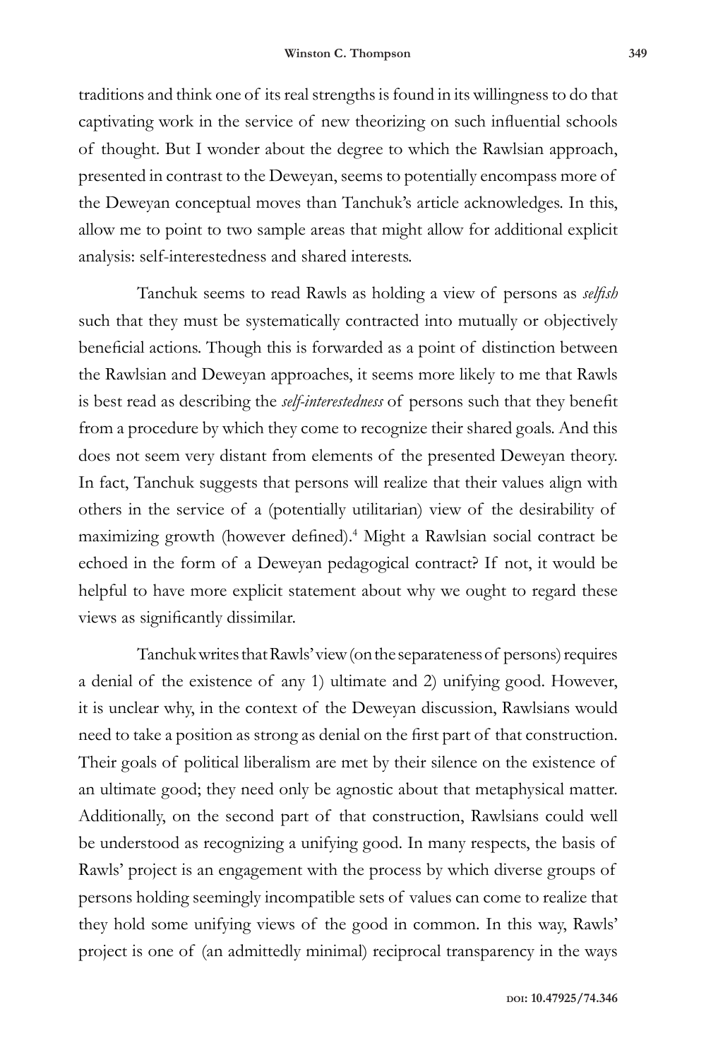traditions and think one of its real strengths is found in its willingness to do that captivating work in the service of new theorizing on such influential schools of thought. But I wonder about the degree to which the Rawlsian approach, presented in contrast to the Deweyan, seems to potentially encompass more of the Deweyan conceptual moves than Tanchuk's article acknowledges. In this, allow me to point to two sample areas that might allow for additional explicit analysis: self-interestedness and shared interests.

Tanchuk seems to read Rawls as holding a view of persons as *selfish* such that they must be systematically contracted into mutually or objectively beneficial actions. Though this is forwarded as a point of distinction between the Rawlsian and Deweyan approaches, it seems more likely to me that Rawls is best read as describing the *self-interestedness* of persons such that they benefit from a procedure by which they come to recognize their shared goals. And this does not seem very distant from elements of the presented Deweyan theory. In fact, Tanchuk suggests that persons will realize that their values align with others in the service of a (potentially utilitarian) view of the desirability of maximizing growth (however defined).[4] Might a Rawlsian social contract be echoed in the form of a Deweyan pedagogical contract? If not, it would be helpful to have more explicit statement about why we ought to regard these views as significantly dissimilar.

Tanchuk writes that Rawls' view (on the separateness of persons) requires a denial of the existence of any 1) ultimate and 2) unifying good. However, it is unclear why, in the context of the Deweyan discussion, Rawlsians would need to take a position as strong as denial on the first part of that construction. Their goals of political liberalism are met by their silence on the existence of an ultimate good; they need only be agnostic about that metaphysical matter. Additionally, on the second part of that construction, Rawlsians could well be understood as recognizing a unifying good. In many respects, the basis of Rawls' project is an engagement with the process by which diverse groups of persons holding seemingly incompatible sets of values can come to realize that they hold some unifying views of the good in common. In this way, Rawls' project is one of (an admittedly minimal) reciprocal transparency in the ways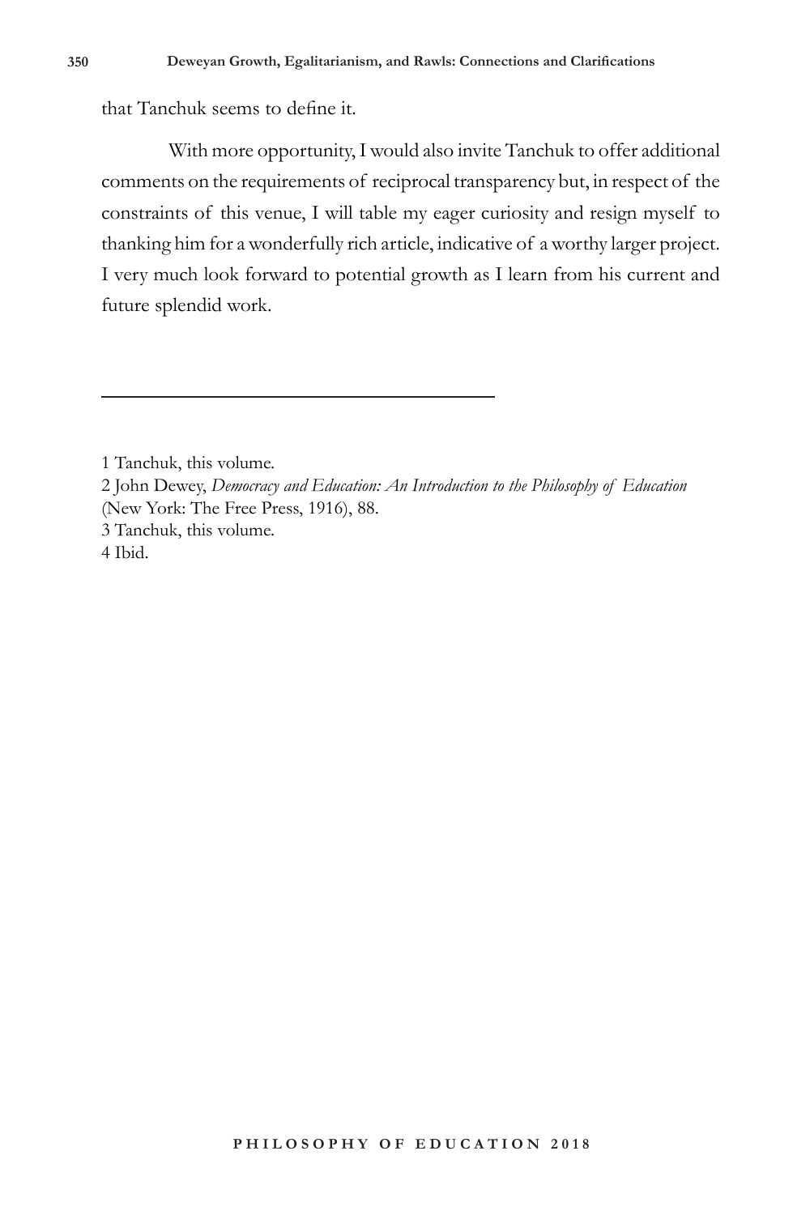that Tanchuk seems to define it.

With more opportunity, I would also invite Tanchuk to offer additional comments on the requirements of reciprocal transparency but, in respect of the constraints of this venue, I will table my eager curiosity and resign myself to thanking him for a wonderfully rich article, indicative of a worthy larger project. I very much look forward to potential growth as I learn from his current and future splendid work.

---

1 Tanchuk, this volume.

2 John Dewey, *Democracy and Education: An Introduction to the Philosophy of Education* (New York: The Free Press, 1916), 88.

3 Tanchuk, this volume.

4 Ibid.